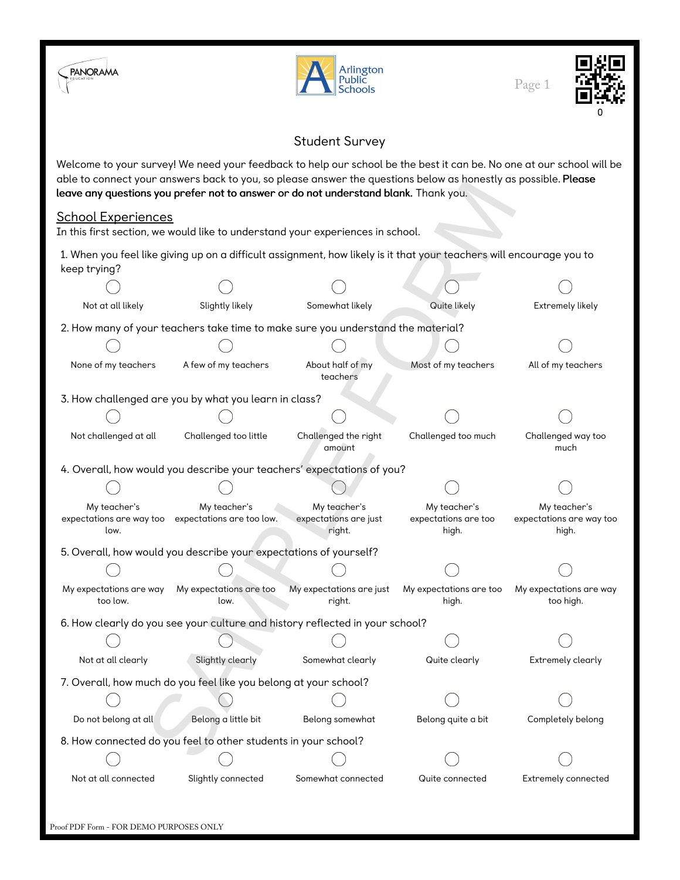# Student Survey

Welcome to your survey! We need your feedback to help our school be the best it can be. No one at our school will be able to connect your answers back to you, so please answer the questions below as honestly as possible. **Please leave any questions you prefer not to answer or do not understand blank.** Thank you.

## School Experiences

In this first section, we would like to understand your experiences in school.

1. When you feel like giving up on a difficult assignment, how likely is it that your teachers will encourage you to keep trying?

   ◯ Not at all likely ◯ Slightly likely ◯ Somewhat likely ◯ Quite likely ◯ Extremely likely

2. How many of your teachers take time to make sure you understand the material?

   ◯ None of my teachers ◯ A few of my teachers ◯ About half of my teachers ◯ Most of my teachers ◯ All of my teachers

3. How challenged are you by what you learn in class?

   ◯ Not challenged at all ◯ Challenged too little ◯ Challenged the right amount ◯ Challenged too much ◯ Challenged way too much

4. Overall, how would you describe your teachers' expectations of you?

   ◯ My teacher's expectations are way too low. ◯ My teacher's expectations are too low. ◯ My teacher's expectations are just right. ◯ My teacher's expectations are too high. ◯ My teacher's expectations are way too high.

5. Overall, how would you describe your expectations of yourself?

   ◯ My expectations are way too low. ◯ My expectations are too low. ◯ My expectations are just right. ◯ My expectations are too high. ◯ My expectations are way too high.

6. How clearly do you see your culture and history reflected in your school?

   ◯ Not at all clearly ◯ Slightly clearly ◯ Somewhat clearly ◯ Quite clearly ◯ Extremely clearly

7. Overall, how much do you feel like you belong at your school?

   ◯ Do not belong at all ◯ Belong a little bit ◯ Belong somewhat ◯ Belong quite a bit ◯ Completely belong

8. How connected do you feel to other students in your school?

   ◯ Not at all connected ◯ Slightly connected ◯ Somewhat connected ◯ Quite connected ◯ Extremely connected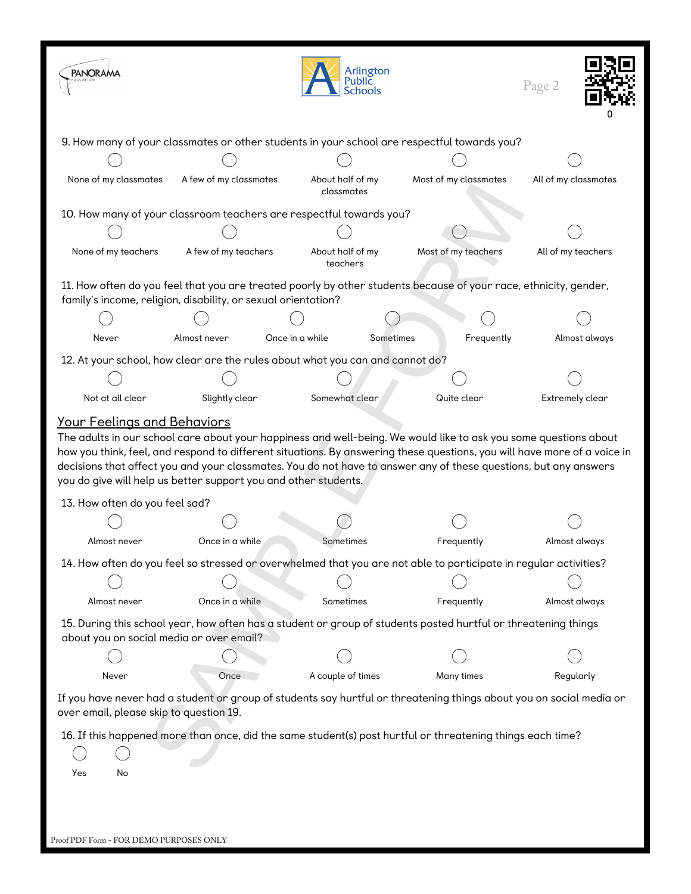9. How many of your classmates or other students in your school are respectful towards you?

○ None of my classmates ○ A few of my classmates ○ About half of my classmates ○ Most of my classmates ○ All of my classmates

10. How many of your classroom teachers are respectful towards you?

○ None of my teachers ○ A few of my teachers ○ About half of my teachers ○ Most of my teachers ○ All of my teachers

11. How often do you feel that you are treated poorly by other students because of your race, ethnicity, gender, family's income, religion, disability, or sexual orientation?

○ Never ○ Almost never ○ Once in a while ○ Sometimes ○ Frequently ○ Almost always

12. At your school, how clear are the rules about what you can and cannot do?

○ Not at all clear ○ Slightly clear ○ Somewhat clear ○ Quite clear ○ Extremely clear

## Your Feelings and Behaviors

The adults in our school care about your happiness and well-being. We would like to ask you some questions about how you think, feel, and respond to different situations. By answering these questions, you will have more of a voice in decisions that affect you and your classmates. You do not have to answer any of these questions, but any answers you do give will help us better support you and other students.

13. How often do you feel sad?

○ Almost never ○ Once in a while ○ Sometimes ○ Frequently ○ Almost always

14. How often do you feel so stressed or overwhelmed that you are not able to participate in regular activities?

○ Almost never ○ Once in a while ○ Sometimes ○ Frequently ○ Almost always

15. During this school year, how often has a student or group of students posted hurtful or threatening things about you on social media or over email?

○ Never ○ Once ○ A couple of times ○ Many times ○ Regularly

If you have never had a student or group of students say hurtful or threatening things about you on social media or over email, please skip to question 19.

16. If this happened more than once, did the same student(s) post hurtful or threatening things each time?

○ Yes ○ No

Proof PDF Form - FOR DEMO PURPOSES ONLY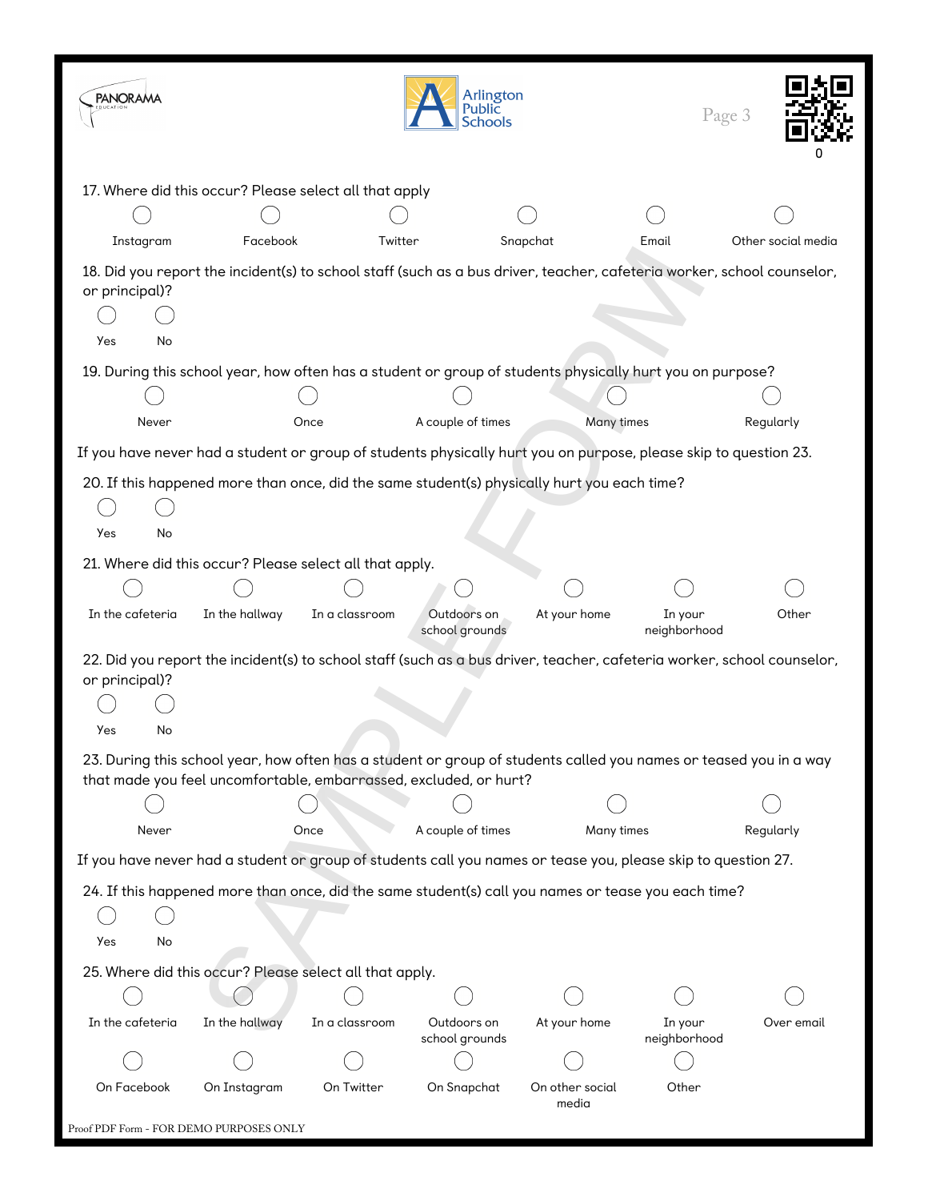17. Where did this occur? Please select all that apply

- ◯ Instagram
- ◯ Facebook
- ◯ Twitter
- ◯ Snapchat
- ◯ Email
- ◯ Other social media

18. Did you report the incident(s) to school staff (such as a bus driver, teacher, cafeteria worker, school counselor, or principal)?

- ◯ Yes
- ◯ No

19. During this school year, how often has a student or group of students physically hurt you on purpose?

- ◯ Never
- ◯ Once
- ◯ A couple of times
- ◯ Many times
- ◯ Regularly

If you have never had a student or group of students physically hurt you on purpose, please skip to question 23.

20. If this happened more than once, did the same student(s) physically hurt you each time?

- ◯ Yes
- ◯ No

21. Where did this occur? Please select all that apply.

- ◯ In the cafeteria
- ◯ In the hallway
- ◯ In a classroom
- ◯ Outdoors on school grounds
- ◯ At your home
- ◯ In your neighborhood
- ◯ Other

22. Did you report the incident(s) to school staff (such as a bus driver, teacher, cafeteria worker, school counselor, or principal)?

- ◯ Yes
- ◯ No

23. During this school year, how often has a student or group of students called you names or teased you in a way that made you feel uncomfortable, embarrassed, excluded, or hurt?

- ◯ Never
- ◯ Once
- ◯ A couple of times
- ◯ Many times
- ◯ Regularly

If you have never had a student or group of students call you names or tease you, please skip to question 27.

24. If this happened more than once, did the same student(s) call you names or tease you each time?

- ◯ Yes
- ◯ No

25. Where did this occur? Please select all that apply.

- ◯ In the cafeteria
- ◯ In the hallway
- ◯ In a classroom
- ◯ Outdoors on school grounds
- ◯ At your home
- ◯ In your neighborhood
- ◯ Over email
- ◯ On Facebook
- ◯ On Instagram
- ◯ On Twitter
- ◯ On Snapchat
- ◯ On other social media
- ◯ Other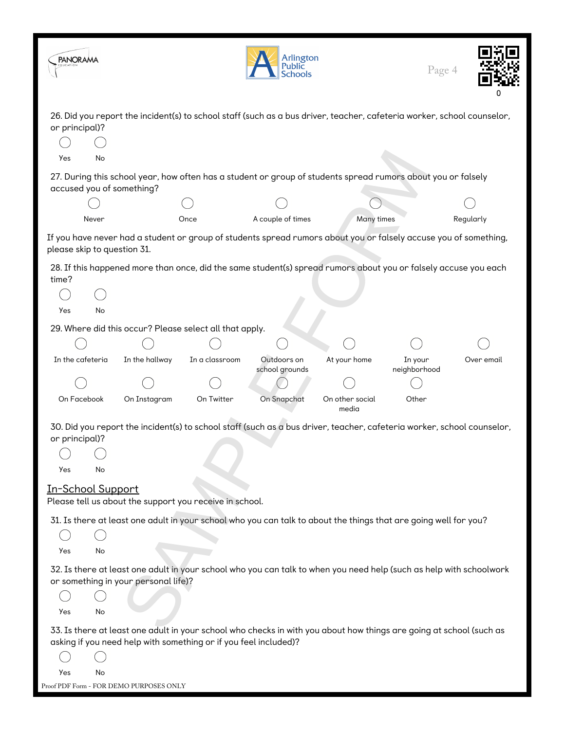26. Did you report the incident(s) to school staff (such as a bus driver, teacher, cafeteria worker, school counselor, or principal)?

- ○ Yes
- ○ No

27. During this school year, how often has a student or group of students spread rumors about you or falsely accused you of something?

- ○ Never
- ○ Once
- ○ A couple of times
- ○ Many times
- ○ Regularly

If you have never had a student or group of students spread rumors about you or falsely accuse you of something, please skip to question 31.

28. If this happened more than once, did the same student(s) spread rumors about you or falsely accuse you each time?

- ○ Yes
- ○ No

29. Where did this occur? Please select all that apply.

- ○ In the cafeteria
- ○ In the hallway
- ○ In a classroom
- ○ Outdoors on school grounds
- ○ At your home
- ○ In your neighborhood
- ○ Over email
- ○ On Facebook
- ○ On Instagram
- ○ On Twitter
- ○ On Snapchat
- ○ On other social media
- ○ Other

30. Did you report the incident(s) to school staff (such as a bus driver, teacher, cafeteria worker, school counselor, or principal)?

- ○ Yes
- ○ No

## In-School Support

Please tell us about the support you receive in school.

31. Is there at least one adult in your school who you can talk to about the things that are going well for you?

- ○ Yes
- ○ No

32. Is there at least one adult in your school who you can talk to when you need help (such as help with schoolwork or something in your personal life)?

- ○ Yes
- ○ No

33. Is there at least one adult in your school who checks in with you about how things are going at school (such as asking if you need help with something or if you feel included)?

- ○ Yes
- ○ No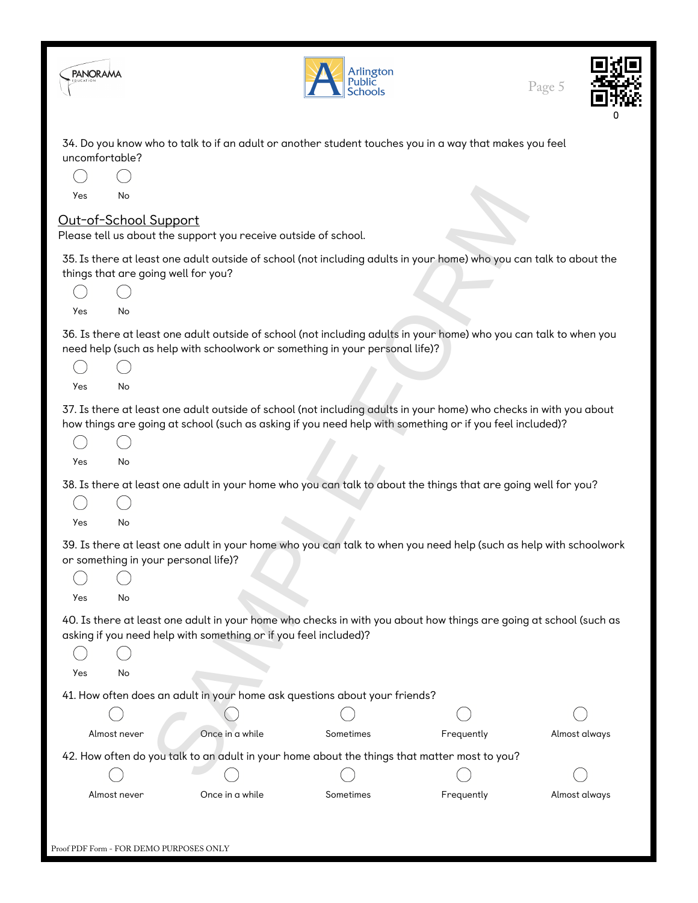34. Do you know who to talk to if an adult or another student touches you in a way that makes you feel uncomfortable?

○ Yes ○ No

## Out-of-School Support

Please tell us about the support you receive outside of school.

35. Is there at least one adult outside of school (not including adults in your home) who you can talk to about the things that are going well for you?

○ Yes ○ No

36. Is there at least one adult outside of school (not including adults in your home) who you can talk to when you need help (such as help with schoolwork or something in your personal life)?

○ Yes ○ No

37. Is there at least one adult outside of school (not including adults in your home) who checks in with you about how things are going at school (such as asking if you need help with something or if you feel included)?

○ Yes ○ No

38. Is there at least one adult in your home who you can talk to about the things that are going well for you?

○ Yes ○ No

39. Is there at least one adult in your home who you can talk to when you need help (such as help with schoolwork or something in your personal life)?

○ Yes ○ No

40. Is there at least one adult in your home who checks in with you about how things are going at school (such as asking if you need help with something or if you feel included)?

○ Yes ○ No

41. How often does an adult in your home ask questions about your friends?

○ Almost never ○ Once in a while ○ Sometimes ○ Frequently ○ Almost always

42. How often do you talk to an adult in your home about the things that matter most to you?

○ Almost never ○ Once in a while ○ Sometimes ○ Frequently ○ Almost always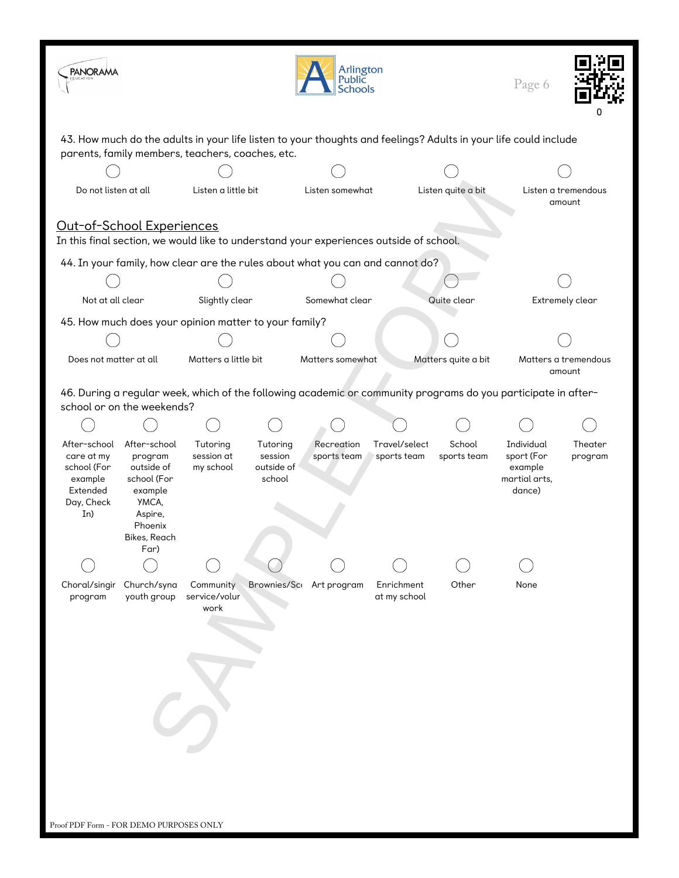43. How much do the adults in your life listen to your thoughts and feelings? Adults in your life could include parents, family members, teachers, coaches, etc.

- ◯ Do not listen at all
- ◯ Listen a little bit
- ◯ Listen somewhat
- ◯ Listen quite a bit
- ◯ Listen a tremendous amount

## Out-of-School Experiences

In this final section, we would like to understand your experiences outside of school.

44. In your family, how clear are the rules about what you can and cannot do?

- ◯ Not at all clear
- ◯ Slightly clear
- ◯ Somewhat clear
- ◯ Quite clear
- ◯ Extremely clear

45. How much does your opinion matter to your family?

- ◯ Does not matter at all
- ◯ Matters a little bit
- ◯ Matters somewhat
- ◯ Matters quite a bit
- ◯ Matters a tremendous amount

46. During a regular week, which of the following academic or community programs do you participate in after-school or on the weekends?

- ◯ After-school care at my school (For example Extended Day, Check In)
- ◯ After-school program outside of school (For example YMCA, Aspire, Phoenix Bikes, Reach Far)
- ◯ Tutoring session at my school
- ◯ Tutoring session outside of school
- ◯ Recreation sports team
- ◯ Travel/select sports team
- ◯ School sports team
- ◯ Individual sport (For example martial arts, dance)
- ◯ Theater program
- ◯ Choral/singir program
- ◯ Church/syna youth group
- ◯ Community service/volur work
- ◯ Brownies/Sc
- ◯ Art program
- ◯ Enrichment at my school
- ◯ Other
- ◯ None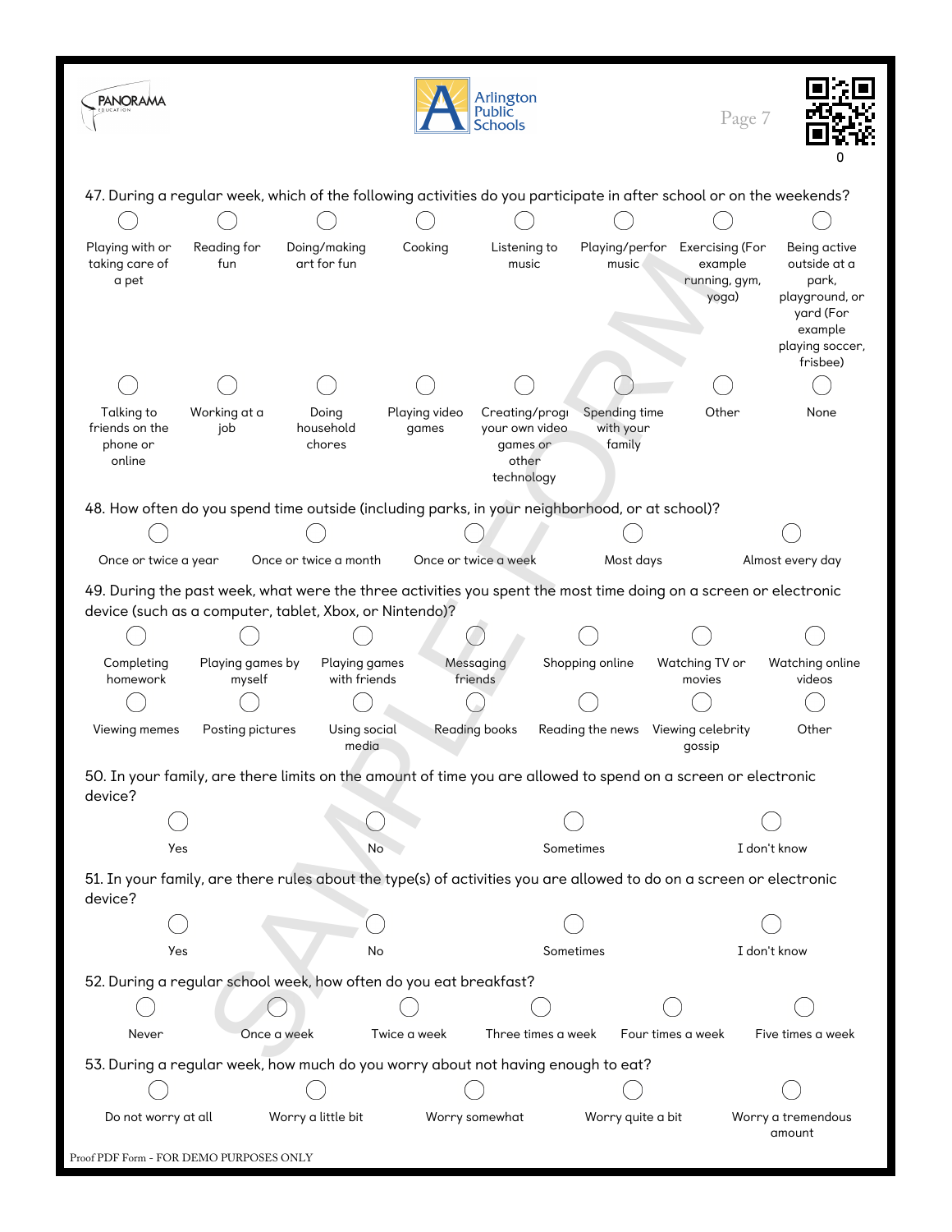47. During a regular week, which of the following activities do you participate in after school or on the weekends?

- ◯ Playing with or taking care of a pet
- ◯ Reading for fun
- ◯ Doing/making art for fun
- ◯ Cooking
- ◯ Listening to music
- ◯ Playing/perfor music
- ◯ Exercising (For example running, gym, yoga)
- ◯ Being active outside at a park, playground, or yard (For example playing soccer, frisbee)
- ◯ Talking to friends on the phone or online
- ◯ Working at a job
- ◯ Doing household chores
- ◯ Playing video games
- ◯ Creating/progı your own video games or other technology
- ◯ Spending time with your family
- ◯ Other
- ◯ None

48. How often do you spend time outside (including parks, in your neighborhood, or at school)?

- ◯ Once or twice a year
- ◯ Once or twice a month
- ◯ Once or twice a week
- ◯ Most days
- ◯ Almost every day

49. During the past week, what were the three activities you spent the most time doing on a screen or electronic device (such as a computer, tablet, Xbox, or Nintendo)?

- ◯ Completing homework
- ◯ Playing games by myself
- ◯ Playing games with friends
- ◯ Messaging friends
- ◯ Shopping online
- ◯ Watching TV or movies
- ◯ Watching online videos
- ◯ Viewing memes
- ◯ Posting pictures
- ◯ Using social media
- ◯ Reading books
- ◯ Reading the news
- ◯ Viewing celebrity gossip
- ◯ Other

50. In your family, are there limits on the amount of time you are allowed to spend on a screen or electronic device?

- ◯ Yes
- ◯ No
- ◯ Sometimes
- ◯ I don't know

51. In your family, are there rules about the type(s) of activities you are allowed to do on a screen or electronic device?

- ◯ Yes
- ◯ No
- ◯ Sometimes
- ◯ I don't know

52. During a regular school week, how often do you eat breakfast?

- ◯ Never
- ◯ Once a week
- ◯ Twice a week
- ◯ Three times a week
- ◯ Four times a week
- ◯ Five times a week

53. During a regular week, how much do you worry about not having enough to eat?

- ◯ Do not worry at all
- ◯ Worry a little bit
- ◯ Worry somewhat
- ◯ Worry quite a bit
- ◯ Worry a tremendous amount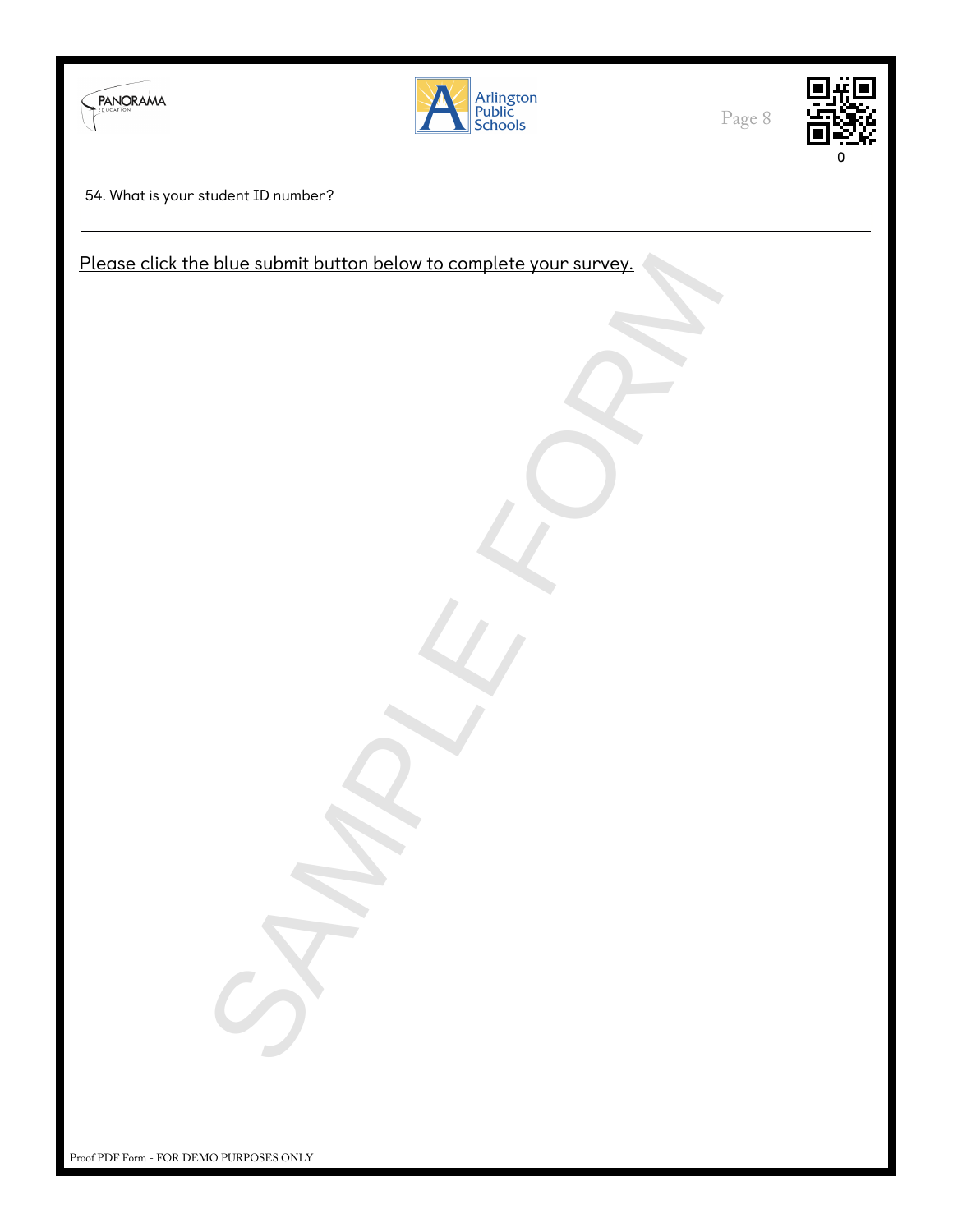54. What is your student ID number?

---

Please click the blue submit button below to complete your survey.